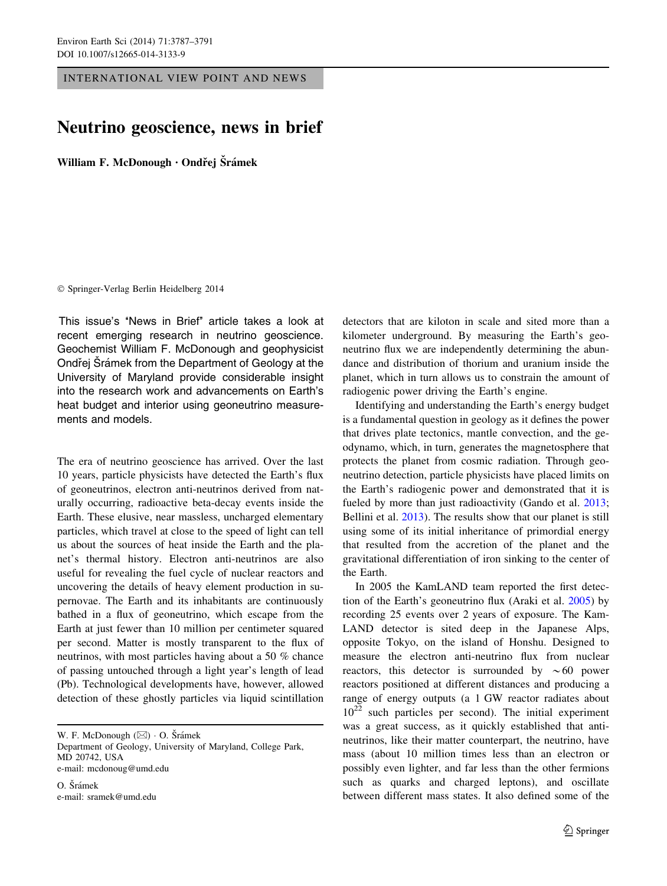INTERNATIONAL VIEW POINT AND NEWS

# Neutrino geoscience, news in brief

**William F. McDonough · Ondřej Šrámek**

© Springer-Verlag Berlin Heidelberg 2014

This issue's "News in Brief" article takes a look at recent emerging research in neutrino geoscience. Geochemist William F. McDonough and geophysicist Ondřej Šrámek from the Department of Geology at the University of Maryland provide considerable insight into the research work and advancements on Earth's heat budget and interior using geoneutrino measurements and models.

The era of neutrino geoscience has arrived. Over the last 10 years, particle physicists have detected the Earth's flux of geoneutrinos, electron anti-neutrinos derived from naturally occurring, radioactive beta-decay events inside the Earth. These elusive, near massless, uncharged elementary particles, which travel at close to the speed of light can tell us about the sources of heat inside the Earth and the planet's thermal history. Electron anti-neutrinos are also useful for revealing the fuel cycle of nuclear reactors and uncovering the details of heavy element production in supernovae. The Earth and its inhabitants are continuously bathed in a flux of geoneutrino, which escape from the Earth at just fewer than 10 million per centimeter squared per second. Matter is mostly transparent to the flux of neutrinos, with most particles having about a 50 % chance of passing untouched through a light year's length of lead (Pb). Technological developments have, however, allowed detection of these ghostly particles via liquid scintillation detectors that are kiloton in scale and sited more than a kilometer underground. By measuring the Earth's geoneutrino flux we are independently determining the abundance and distribution of thorium and uranium inside the planet, which in turn allows us to constrain the amount of radiogenic power driving the Earth's engine.

Identifying and understanding the Earth's energy budget is a fundamental question in geology as it defines the power that drives plate tectonics, mantle convection, and the geodynamo, which, in turn, generates the magnetosphere that protects the planet from cosmic radiation. Through geoneutrino detection, particle physicists have placed limits on the Earth's radiogenic power and demonstrated that it is fueled by more than just radioactivity (Gando et al. 2013; Bellini et al. 2013). The results show that our planet is still using some of its initial inheritance of primordial energy that resulted from the accretion of the planet and the gravitational differentiation of iron sinking to the center of the Earth.

In 2005 the KamLAND team reported the first detection of the Earth's geoneutrino flux (Araki et al. 2005) by recording 25 events over 2 years of exposure. The KamLAND detector is sited deep in the Japanese Alps, opposite Tokyo, on the island of Honshu. Designed to measure the electron anti-neutrino flux from nuclear reactors, this detector is surrounded by $\sim$60 power reactors positioned at different distances and producing a range of energy outputs (a 1 GW reactor radiates about $10^{22}$ such particles per second). The initial experiment was a great success, as it quickly established that anti-neutrinos, like their matter counterpart, the neutrino, have mass (about 10 million times less than an electron or possibly even lighter, and far less than the other fermions such as quarks and charged leptons), and oscillate between different mass states. It also defined some of the

---

W. F. McDonough (✉) · O. Šrámek
Department of Geology, University of Maryland, College Park, MD 20742, USA
e-mail: mcdonoug@umd.edu

O. Šrámek
e-mail: sramek@umd.edu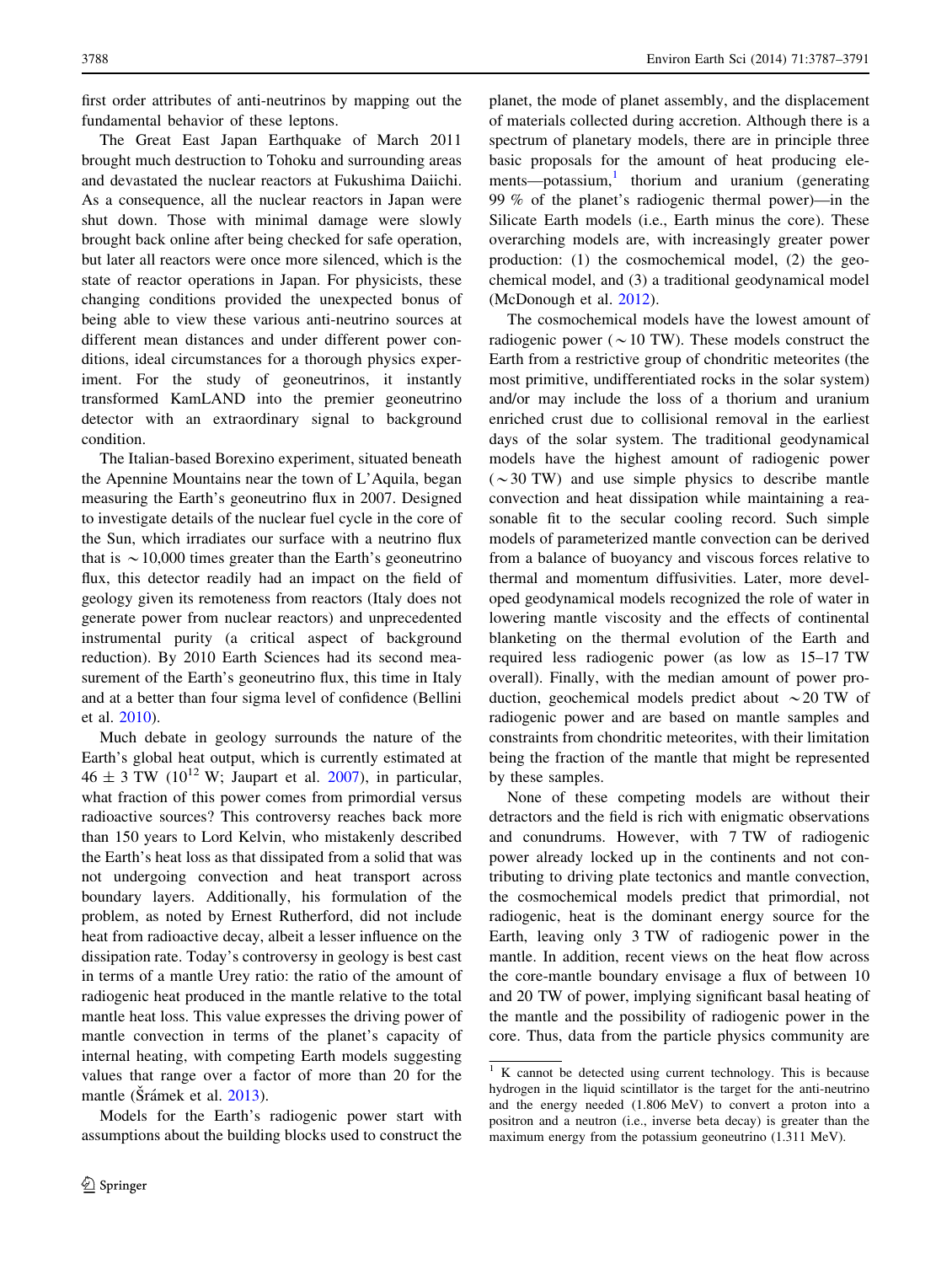first order attributes of anti-neutrinos by mapping out the fundamental behavior of these leptons.

The Great East Japan Earthquake of March 2011 brought much destruction to Tohoku and surrounding areas and devastated the nuclear reactors at Fukushima Daiichi. As a consequence, all the nuclear reactors in Japan were shut down. Those with minimal damage were slowly brought back online after being checked for safe operation, but later all reactors were once more silenced, which is the state of reactor operations in Japan. For physicists, these changing conditions provided the unexpected bonus of being able to view these various anti-neutrino sources at different mean distances and under different power conditions, ideal circumstances for a thorough physics experiment. For the study of geoneutrinos, it instantly transformed KamLAND into the premier geoneutrino detector with an extraordinary signal to background condition.

The Italian-based Borexino experiment, situated beneath the Apennine Mountains near the town of L'Aquila, began measuring the Earth's geoneutrino flux in 2007. Designed to investigate details of the nuclear fuel cycle in the core of the Sun, which irradiates our surface with a neutrino flux that is ~10,000 times greater than the Earth's geoneutrino flux, this detector readily had an impact on the field of geology given its remoteness from reactors (Italy does not generate power from nuclear reactors) and unprecedented instrumental purity (a critical aspect of background reduction). By 2010 Earth Sciences had its second measurement of the Earth's geoneutrino flux, this time in Italy and at a better than four sigma level of confidence (Bellini et al. 2010).

Much debate in geology surrounds the nature of the Earth's global heat output, which is currently estimated at 46 ± 3 TW ($10^{12}$ W; Jaupart et al. 2007), in particular, what fraction of this power comes from primordial versus radioactive sources? This controversy reaches back more than 150 years to Lord Kelvin, who mistakenly described the Earth's heat loss as that dissipated from a solid that was not undergoing convection and heat transport across boundary layers. Additionally, his formulation of the problem, as noted by Ernest Rutherford, did not include heat from radioactive decay, albeit a lesser influence on the dissipation rate. Today's controversy in geology is best cast in terms of a mantle Urey ratio: the ratio of the amount of radiogenic heat produced in the mantle relative to the total mantle heat loss. This value expresses the driving power of mantle convection in terms of the planet's capacity of internal heating, with competing Earth models suggesting values that range over a factor of more than 20 for the mantle (Šrámek et al. 2013).

Models for the Earth's radiogenic power start with assumptions about the building blocks used to construct the planet, the mode of planet assembly, and the displacement of materials collected during accretion. Although there is a spectrum of planetary models, there are in principle three basic proposals for the amount of heat producing elements—potassium,[1] thorium and uranium (generating 99 % of the planet's radiogenic thermal power)—in the Silicate Earth models (i.e., Earth minus the core). These overarching models are, with increasingly greater power production: (1) the cosmochemical model, (2) the geochemical model, and (3) a traditional geodynamical model (McDonough et al. 2012).

The cosmochemical models have the lowest amount of radiogenic power (~10 TW). These models construct the Earth from a restrictive group of chondritic meteorites (the most primitive, undifferentiated rocks in the solar system) and/or may include the loss of a thorium and uranium enriched crust due to collisional removal in the earliest days of the solar system. The traditional geodynamical models have the highest amount of radiogenic power (~30 TW) and use simple physics to describe mantle convection and heat dissipation while maintaining a reasonable fit to the secular cooling record. Such simple models of parameterized mantle convection can be derived from a balance of buoyancy and viscous forces relative to thermal and momentum diffusivities. Later, more developed geodynamical models recognized the role of water in lowering mantle viscosity and the effects of continental blanketing on the thermal evolution of the Earth and required less radiogenic power (as low as 15–17 TW overall). Finally, with the median amount of power production, geochemical models predict about ~20 TW of radiogenic power and are based on mantle samples and constraints from chondritic meteorites, with their limitation being the fraction of the mantle that might be represented by these samples.

None of these competing models are without their detractors and the field is rich with enigmatic observations and conundrums. However, with 7 TW of radiogenic power already locked up in the continents and not contributing to driving plate tectonics and mantle convection, the cosmochemical models predict that primordial, not radiogenic, heat is the dominant energy source for the Earth, leaving only 3 TW of radiogenic power in the mantle. In addition, recent views on the heat flow across the core-mantle boundary envisage a flux of between 10 and 20 TW of power, implying significant basal heating of the mantle and the possibility of radiogenic power in the core. Thus, data from the particle physics community are

[1] K cannot be detected using current technology. This is because hydrogen in the liquid scintillator is the target for the anti-neutrino and the energy needed (1.806 MeV) to convert a proton into a positron and a neutron (i.e., inverse beta decay) is greater than the maximum energy from the potassium geoneutrino (1.311 MeV).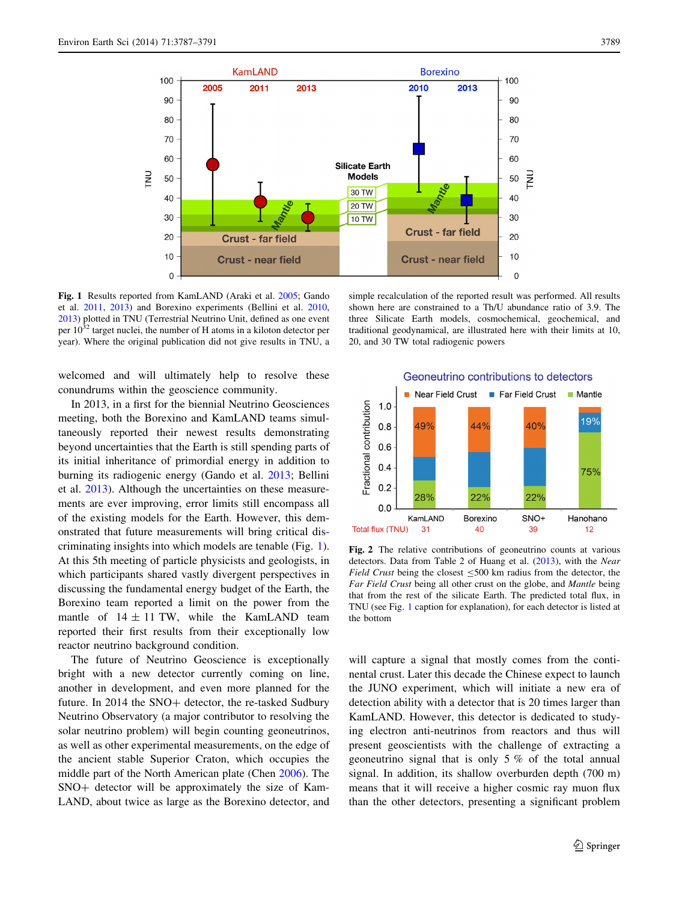**Fig. 1** Results reported from KamLAND (Araki et al. 2005; Gando et al. 2011, 2013) and Borexino experiments (Bellini et al. 2010, 2013) plotted in TNU (Terrestrial Neutrino Unit, defined as one event per $10^{32}$ target nuclei, the number of H atoms in a kiloton detector per year). Where the original publication did not give results in TNU, a simple recalculation of the reported result was performed. All results shown here are constrained to a Th/U abundance ratio of 3.9. The three Silicate Earth models, cosmochemical, geochemical, and traditional geodynamical, are illustrated here with their limits at 10, 20, and 30 TW total radiogenic powers

welcomed and will ultimately help to resolve these conundrums within the geoscience community.

In 2013, in a first for the biennial Neutrino Geosciences meeting, both the Borexino and KamLAND teams simultaneously reported their newest results demonstrating beyond uncertainties that the Earth is still spending parts of its initial inheritance of primordial energy in addition to burning its radiogenic energy (Gando et al. 2013; Bellini et al. 2013). Although the uncertainties on these measurements are ever improving, error limits still encompass all of the existing models for the Earth. However, this demonstrated that future measurements will bring critical discriminating insights into which models are tenable (Fig. 1). At this 5th meeting of particle physicists and geologists, in which participants shared vastly divergent perspectives in discussing the fundamental energy budget of the Earth, the Borexino team reported a limit on the power from the mantle of 14 ± 11 TW, while the KamLAND team reported their first results from their exceptionally low reactor neutrino background condition.

The future of Neutrino Geoscience is exceptionally bright with a new detector currently coming on line, another in development, and even more planned for the future. In 2014 the SNO+ detector, the re-tasked Sudbury Neutrino Observatory (a major contributor to resolving the solar neutrino problem) will begin counting geoneutrinos, as well as other experimental measurements, on the edge of the ancient stable Superior Craton, which occupies the middle part of the North American plate (Chen 2006). The SNO+ detector will be approximately the size of KamLAND, about twice as large as the Borexino detector, and

**Fig. 2** The relative contributions of geoneutrino counts at various detectors. Data from Table 2 of Huang et al. (2013), with the *Near Field Crust* being the closest ≤500 km radius from the detector, the *Far Field Crust* being all other crust on the globe, and *Mantle* being that from the rest of the silicate Earth. The predicted total flux, in TNU (see Fig. 1 caption for explanation), for each detector is listed at the bottom

will capture a signal that mostly comes from the continental crust. Later this decade the Chinese expect to launch the JUNO experiment, which will initiate a new era of detection ability with a detector that is 20 times larger than KamLAND. However, this detector is dedicated to studying electron anti-neutrinos from reactors and thus will present geoscientists with the challenge of extracting a geoneutrino signal that is only 5 % of the total annual signal. In addition, its shallow overburden depth (700 m) means that it will receive a higher cosmic ray muon flux than the other detectors, presenting a significant problem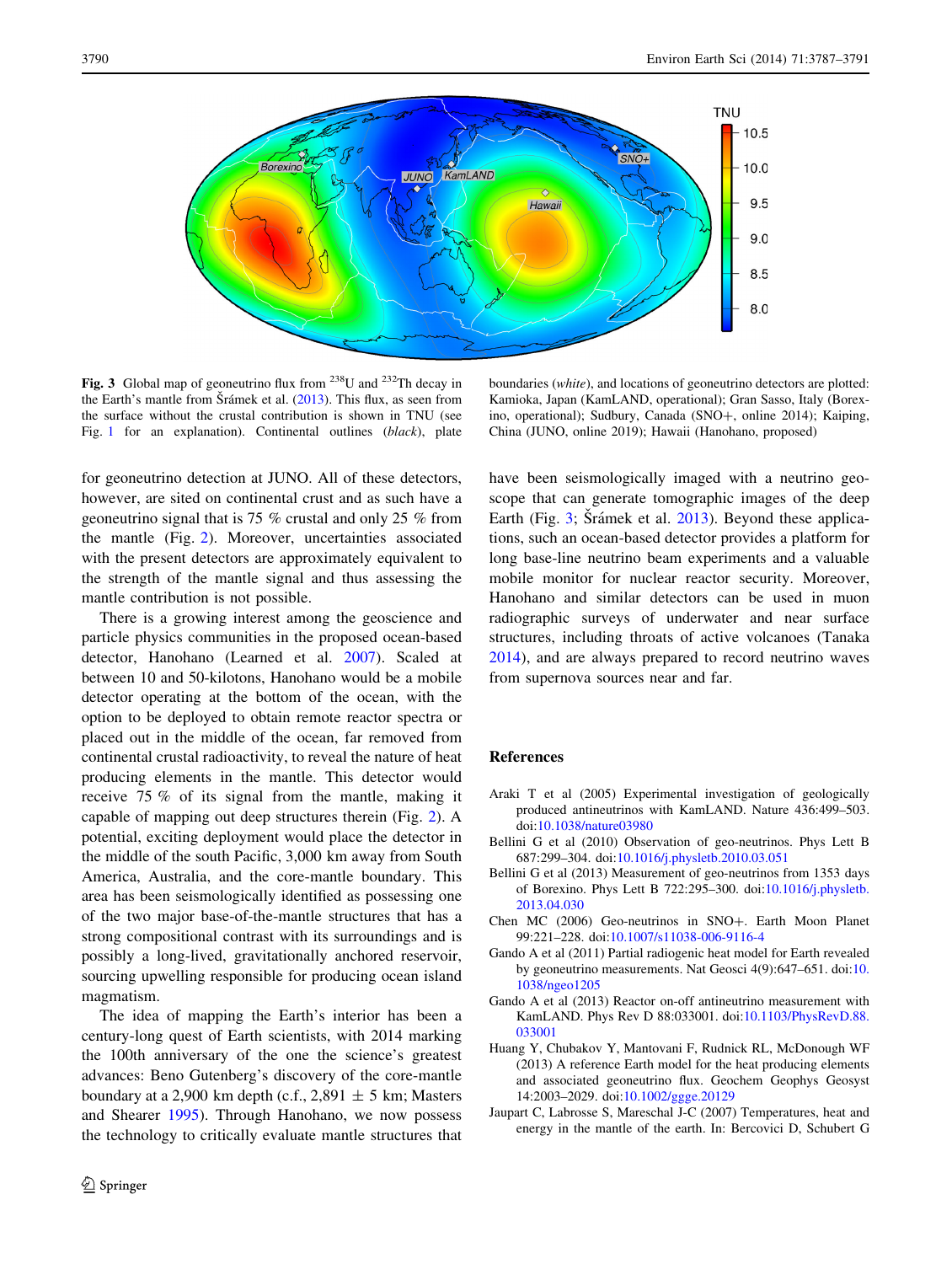Fig. 3 Global map of geoneutrino flux from $^{238}$U and $^{232}$Th decay in the Earth's mantle from Šrámek et al. (2013). This flux, as seen from the surface without the crustal contribution is shown in TNU (see Fig. 1 for an explanation). Continental outlines (*black*), plate boundaries (*white*), and locations of geoneutrino detectors are plotted: Kamioka, Japan (KamLAND, operational); Gran Sasso, Italy (Borexino, operational); Sudbury, Canada (SNO+, online 2014); Kaiping, China (JUNO, online 2019); Hawaii (Hanohano, proposed)

for geoneutrino detection at JUNO. All of these detectors, however, are sited on continental crust and as such have a geoneutrino signal that is 75 % crustal and only 25 % from the mantle (Fig. 2). Moreover, uncertainties associated with the present detectors are approximately equivalent to the strength of the mantle signal and thus assessing the mantle contribution is not possible.

There is a growing interest among the geoscience and particle physics communities in the proposed ocean-based detector, Hanohano (Learned et al. 2007). Scaled at between 10 and 50-kilotons, Hanohano would be a mobile detector operating at the bottom of the ocean, with the option to be deployed to obtain remote reactor spectra or placed out in the middle of the ocean, far removed from continental crustal radioactivity, to reveal the nature of heat producing elements in the mantle. This detector would receive 75 % of its signal from the mantle, making it capable of mapping out deep structures therein (Fig. 2). A potential, exciting deployment would place the detector in the middle of the south Pacific, 3,000 km away from South America, Australia, and the core-mantle boundary. This area has been seismologically identified as possessing one of the two major base-of-the-mantle structures that has a strong compositional contrast with its surroundings and is possibly a long-lived, gravitationally anchored reservoir, sourcing upwelling responsible for producing ocean island magmatism.

The idea of mapping the Earth's interior has been a century-long quest of Earth scientists, with 2014 marking the 100th anniversary of the one the science's greatest advances: Beno Gutenberg's discovery of the core-mantle boundary at a 2,900 km depth (c.f., 2,891 ± 5 km; Masters and Shearer 1995). Through Hanohano, we now possess the technology to critically evaluate mantle structures that have been seismologically imaged with a neutrino geoscope that can generate tomographic images of the deep Earth (Fig. 3; Šrámek et al. 2013). Beyond these applications, such an ocean-based detector provides a platform for long base-line neutrino beam experiments and a valuable mobile monitor for nuclear reactor security. Moreover, Hanohano and similar detectors can be used in muon radiographic surveys of underwater and near surface structures, including throats of active volcanoes (Tanaka 2014), and are always prepared to record neutrino waves from supernova sources near and far.

## References

Araki T et al (2005) Experimental investigation of geologically produced antineutrinos with KamLAND. Nature 436:499–503. doi:10.1038/nature03980

Bellini G et al (2010) Observation of geo-neutrinos. Phys Lett B 687:299–304. doi:10.1016/j.physletb.2010.03.051

Bellini G et al (2013) Measurement of geo-neutrinos from 1353 days of Borexino. Phys Lett B 722:295–300. doi:10.1016/j.physletb.2013.04.030

Chen MC (2006) Geo-neutrinos in SNO+. Earth Moon Planet 99:221–228. doi:10.1007/s11038-006-9116-4

Gando A et al (2011) Partial radiogenic heat model for Earth revealed by geoneutrino measurements. Nat Geosci 4(9):647–651. doi:10.1038/ngeo1205

Gando A et al (2013) Reactor on-off antineutrino measurement with KamLAND. Phys Rev D 88:033001. doi:10.1103/PhysRevD.88.033001

Huang Y, Chubakov Y, Mantovani F, Rudnick RL, McDonough WF (2013) A reference Earth model for the heat producing elements and associated geoneutrino flux. Geochem Geophys Geosyst 14:2003–2029. doi:10.1002/ggge.20129

Jaupart C, Labrosse S, Mareschal J-C (2007) Temperatures, heat and energy in the mantle of the earth. In: Bercovici D, Schubert G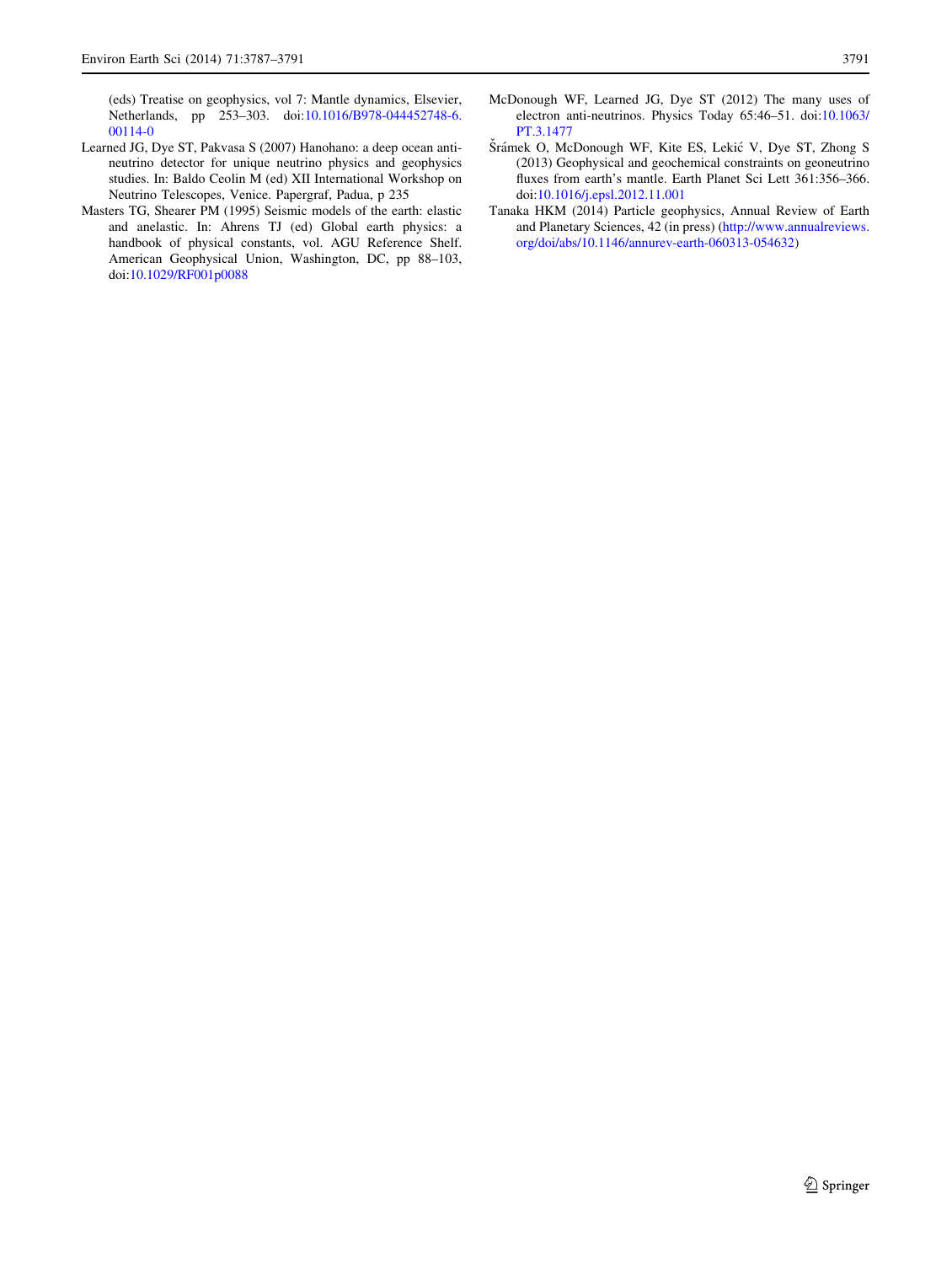(eds) Treatise on geophysics, vol 7: Mantle dynamics, Elsevier, Netherlands, pp 253–303. doi:10.1016/B978-044452748-6.00114-0

Learned JG, Dye ST, Pakvasa S (2007) Hanohano: a deep ocean anti-neutrino detector for unique neutrino physics and geophysics studies. In: Baldo Ceolin M (ed) XII International Workshop on Neutrino Telescopes, Venice. Papergraf, Padua, p 235

Masters TG, Shearer PM (1995) Seismic models of the earth: elastic and anelastic. In: Ahrens TJ (ed) Global earth physics: a handbook of physical constants, vol. AGU Reference Shelf. American Geophysical Union, Washington, DC, pp 88–103, doi:10.1029/RF001p0088

McDonough WF, Learned JG, Dye ST (2012) The many uses of electron anti-neutrinos. Physics Today 65:46–51. doi:10.1063/PT.3.1477

Šrámek O, McDonough WF, Kite ES, Lekić V, Dye ST, Zhong S (2013) Geophysical and geochemical constraints on geoneutrino fluxes from earth's mantle. Earth Planet Sci Lett 361:356–366. doi:10.1016/j.epsl.2012.11.001

Tanaka HKM (2014) Particle geophysics, Annual Review of Earth and Planetary Sciences, 42 (in press) (http://www.annualreviews.org/doi/abs/10.1146/annurev-earth-060313-054632)